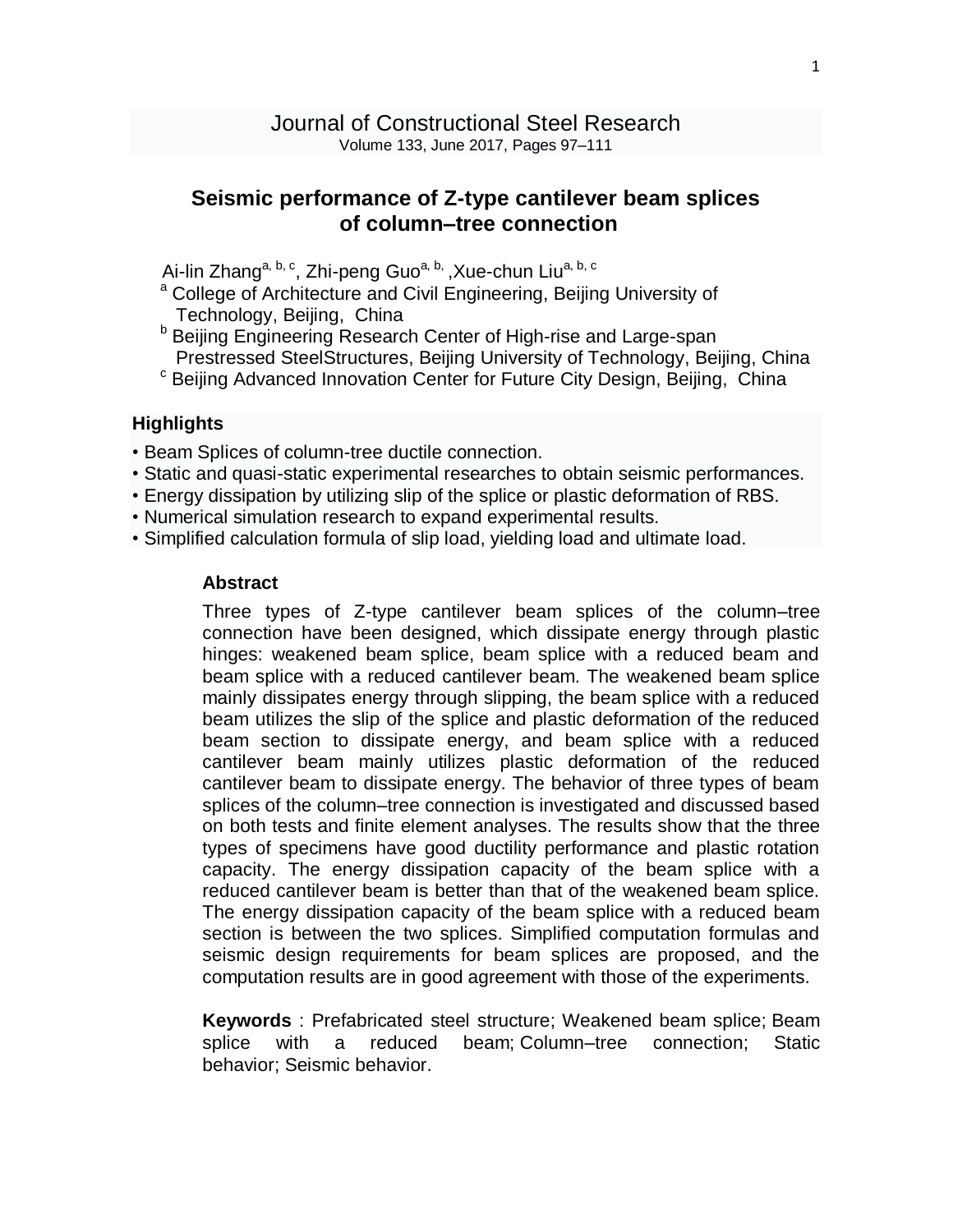Journal of Constructional Steel Research
Volume 133, June 2017, Pages 97–111

# Seismic performance of Z-type cantilever beam splices of column–tree connection

Ai-lin Zhang[a, b, c], Zhi-peng Guo[a, b,], Xue-chun Liu[a, b, c]

[a] College of Architecture and Civil Engineering, Beijing University of Technology, Beijing, China

[b] Beijing Engineering Research Center of High-rise and Large-span Prestressed SteelStructures, Beijing University of Technology, Beijing, China

[c] Beijing Advanced Innovation Center for Future City Design, Beijing, China

## Highlights

- Beam Splices of column-tree ductile connection.
- Static and quasi-static experimental researches to obtain seismic performances.
- Energy dissipation by utilizing slip of the splice or plastic deformation of RBS.
- Numerical simulation research to expand experimental results.
- Simplified calculation formula of slip load, yielding load and ultimate load.

## Abstract

Three types of Z-type cantilever beam splices of the column–tree connection have been designed, which dissipate energy through plastic hinges: weakened beam splice, beam splice with a reduced beam and beam splice with a reduced cantilever beam. The weakened beam splice mainly dissipates energy through slipping, the beam splice with a reduced beam utilizes the slip of the splice and plastic deformation of the reduced beam section to dissipate energy, and beam splice with a reduced cantilever beam mainly utilizes plastic deformation of the reduced cantilever beam to dissipate energy. The behavior of three types of beam splices of the column–tree connection is investigated and discussed based on both tests and finite element analyses. The results show that the three types of specimens have good ductility performance and plastic rotation capacity. The energy dissipation capacity of the beam splice with a reduced cantilever beam is better than that of the weakened beam splice. The energy dissipation capacity of the beam splice with a reduced beam section is between the two splices. Simplified computation formulas and seismic design requirements for beam splices are proposed, and the computation results are in good agreement with those of the experiments.

**Keywords** : Prefabricated steel structure; Weakened beam splice; Beam splice with a reduced beam; Column–tree connection; Static behavior; Seismic behavior.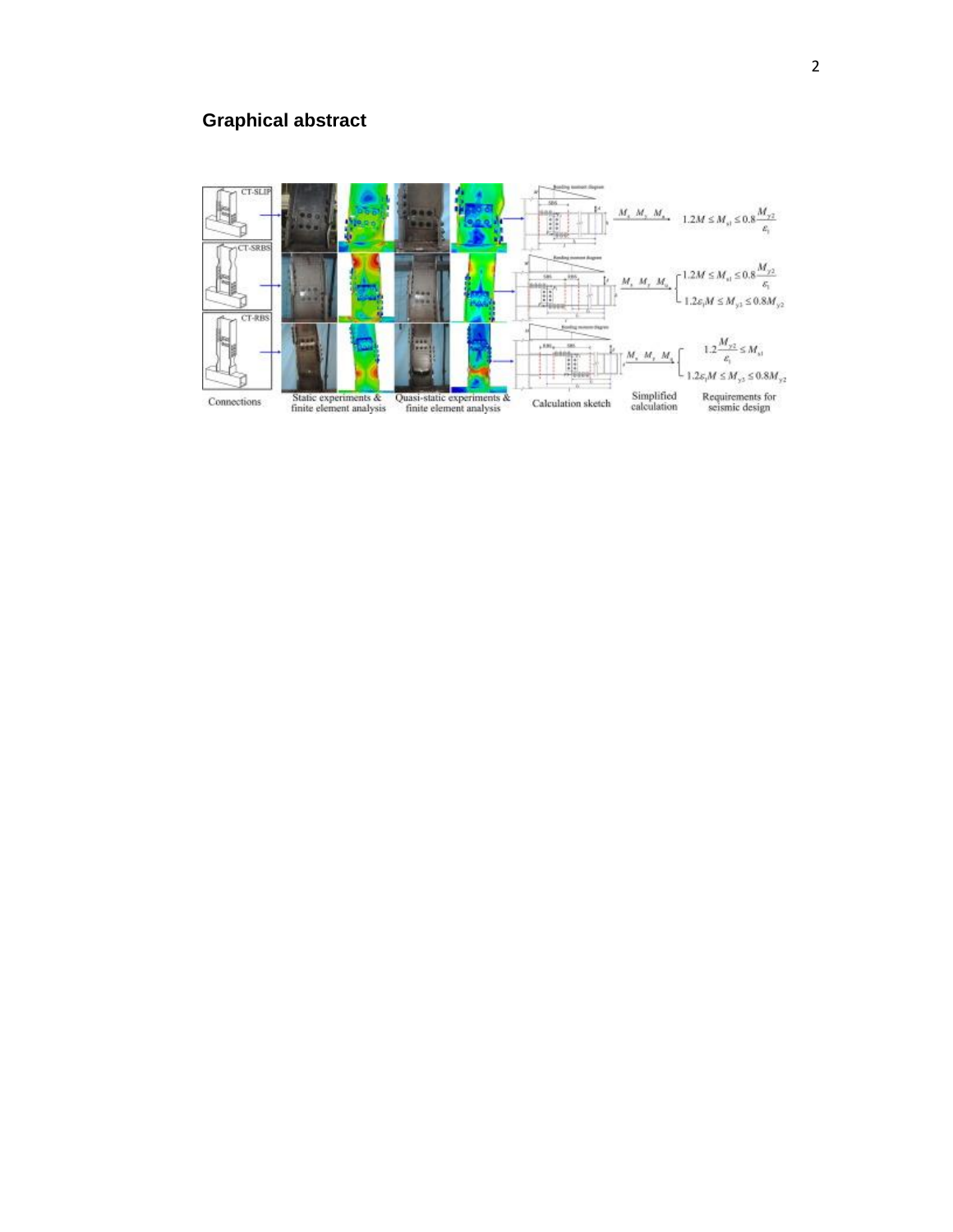## Graphical abstract

CT-SLIP

CT-SRBS

CT-RBS

Connections

Static experiments & finite element analysis

Quasi-static experiments & finite element analysis

Calculation sketch

Simplified calculation

Requirements for seismic design

$M_s$ $M_y$ $M_u$ $\quad 1.2M \le M_{s1} \le 0.8\dfrac{M_{y2}}{\varepsilon_1}$

$M_s$ $M_y$ $M_u$ $\quad 1.2M \le M_{s1} \le 0.8\dfrac{M_{y2}}{\varepsilon_1}$; $\quad 1.2\varepsilon_1 M \le M_{y3} \le 0.8M_{y2}$

$M_s$ $M_y$ $M_u$ $\quad 1.2\dfrac{M_{y2}}{\varepsilon_1} \le M_{s1}$; $\quad 1.2\varepsilon_1 M \le M_{y3} \le 0.8M_{y2}$